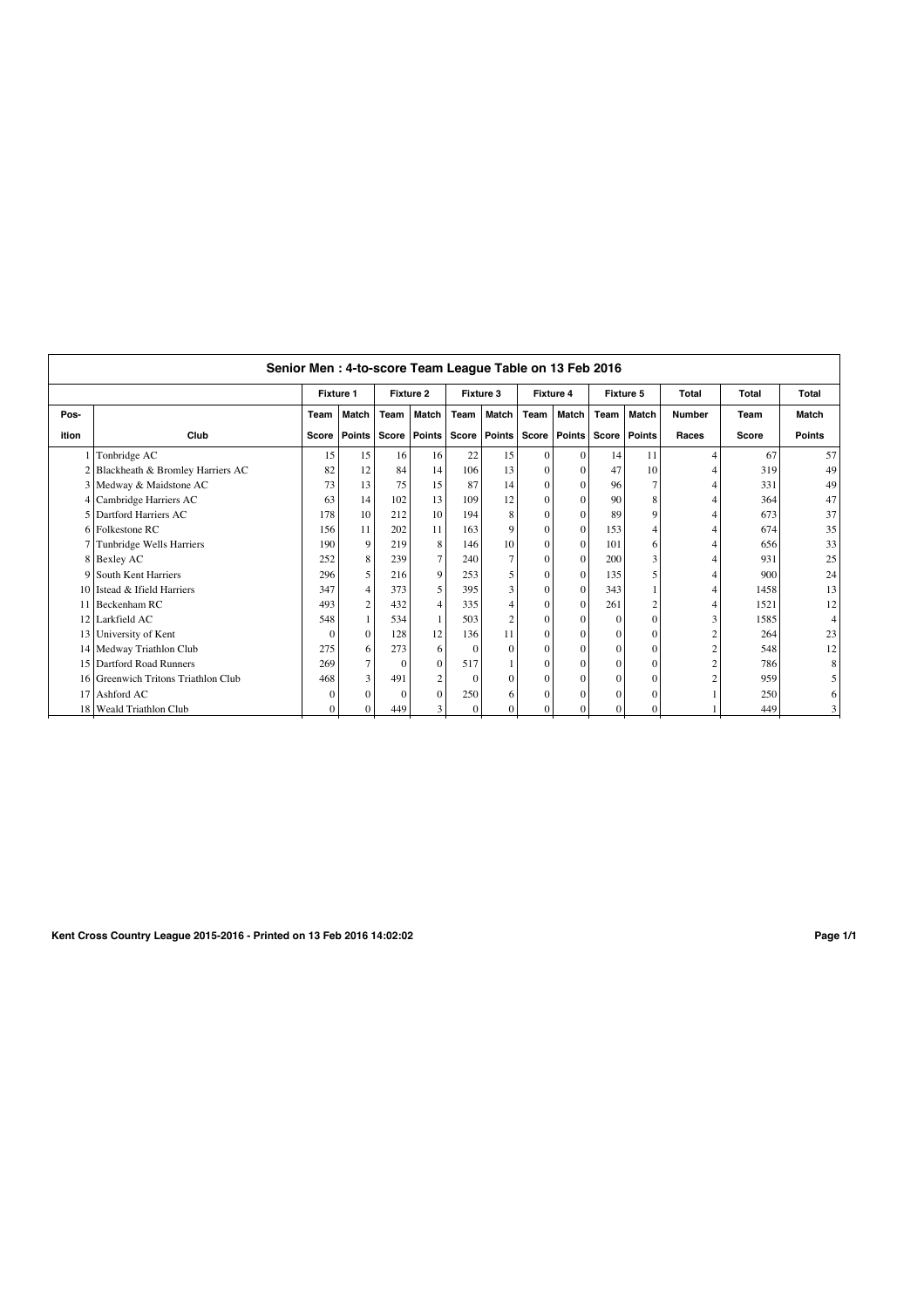## Senior Men : 4-to-score Team League Table on 13 Feb 2016

| Pos- | | Fixture 1 | | Fixture 2 | | Fixture 3 | | Fixture 4 | | Fixture 5 | | Total | Total | Total |
|---|---|---|---|---|---|---|---|---|---|---|---|---|---|---|
| | | Team | Match | Team | Match | Team | Match | Team | Match | Team | Match | Number | Team | Match |
| ition | Club | Score | Points | Score | Points | Score | Points | Score | Points | Score | Points | Races | Score | Points |
| 1 | Tonbridge AC | 15 | 15 | 16 | 16 | 22 | 15 | 0 | 0 | 14 | 11 | 4 | 67 | 57 |
| 2 | Blackheath & Bromley Harriers AC | 82 | 12 | 84 | 14 | 106 | 13 | 0 | 0 | 47 | 10 | 4 | 319 | 49 |
| 3 | Medway & Maidstone AC | 73 | 13 | 75 | 15 | 87 | 14 | 0 | 0 | 96 | 7 | 4 | 331 | 49 |
| 4 | Cambridge Harriers AC | 63 | 14 | 102 | 13 | 109 | 12 | 0 | 0 | 90 | 8 | 4 | 364 | 47 |
| 5 | Dartford Harriers AC | 178 | 10 | 212 | 10 | 194 | 8 | 0 | 0 | 89 | 9 | 4 | 673 | 37 |
| 6 | Folkestone RC | 156 | 11 | 202 | 11 | 163 | 9 | 0 | 0 | 153 | 4 | 4 | 674 | 35 |
| 7 | Tunbridge Wells Harriers | 190 | 9 | 219 | 8 | 146 | 10 | 0 | 0 | 101 | 6 | 4 | 656 | 33 |
| 8 | Bexley AC | 252 | 8 | 239 | 7 | 240 | 7 | 0 | 0 | 200 | 3 | 4 | 931 | 25 |
| 9 | South Kent Harriers | 296 | 5 | 216 | 9 | 253 | 5 | 0 | 0 | 135 | 5 | 4 | 900 | 24 |
| 10 | Istead & Ifield Harriers | 347 | 4 | 373 | 5 | 395 | 3 | 0 | 0 | 343 | 1 | 4 | 1458 | 13 |
| 11 | Beckenham RC | 493 | 2 | 432 | 4 | 335 | 4 | 0 | 0 | 261 | 2 | 4 | 1521 | 12 |
| 12 | Larkfield AC | 548 | 1 | 534 | 1 | 503 | 2 | 0 | 0 | 0 | 0 | 3 | 1585 | 4 |
| 13 | University of Kent | 0 | 0 | 128 | 12 | 136 | 11 | 0 | 0 | 0 | 0 | 2 | 264 | 23 |
| 14 | Medway Triathlon Club | 275 | 6 | 273 | 6 | 0 | 0 | 0 | 0 | 0 | 0 | 2 | 548 | 12 |
| 15 | Dartford Road Runners | 269 | 7 | 0 | 0 | 517 | 1 | 0 | 0 | 0 | 0 | 2 | 786 | 8 |
| 16 | Greenwich Tritons Triathlon Club | 468 | 3 | 491 | 2 | 0 | 0 | 0 | 0 | 0 | 0 | 2 | 959 | 5 |
| 17 | Ashford AC | 0 | 0 | 0 | 0 | 250 | 6 | 0 | 0 | 0 | 0 | 1 | 250 | 6 |
| 18 | Weald Triathlon Club | 0 | 0 | 449 | 3 | 0 | 0 | 0 | 0 | 0 | 0 | 1 | 449 | 3 |

**Kent Cross Country League 2015-2016 - Printed on 13 Feb 2016 14:02:02**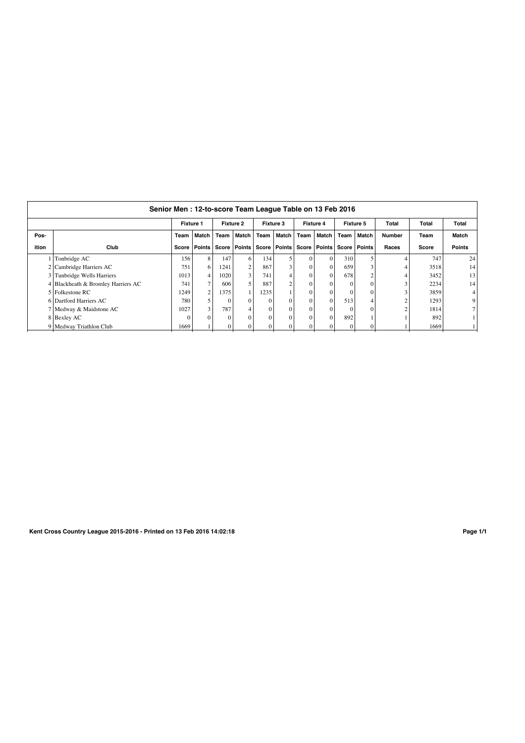## Senior Men : 12-to-score Team League Table on 13 Feb 2016

| | | Fixture 1 | | Fixture 2 | | Fixture 3 | | Fixture 4 | | Fixture 5 | | Total | Total | Total |
|---|---|---|---|---|---|---|---|---|---|---|---|---|---|---|
| Pos-ition | Club | Team Score | Match Points | Team Score | Match Points | Team Score | Match Points | Team Score | Match Points | Team Score | Match Points | Number Races | Team Score | Match Points |
| 1 | Tonbridge AC | 156 | 8 | 147 | 6 | 134 | 5 | 0 | 0 | 310 | 5 | 4 | 747 | 24 |
| 2 | Cambridge Harriers AC | 751 | 6 | 1241 | 2 | 867 | 3 | 0 | 0 | 659 | 3 | 4 | 3518 | 14 |
| 3 | Tunbridge Wells Harriers | 1013 | 4 | 1020 | 3 | 741 | 4 | 0 | 0 | 678 | 2 | 4 | 3452 | 13 |
| 4 | Blackheath & Bromley Harriers AC | 741 | 7 | 606 | 5 | 887 | 2 | 0 | 0 | 0 | 0 | 3 | 2234 | 14 |
| 5 | Folkestone RC | 1249 | 2 | 1375 | 1 | 1235 | 1 | 0 | 0 | 0 | 0 | 3 | 3859 | 4 |
| 6 | Dartford Harriers AC | 780 | 5 | 0 | 0 | 0 | 0 | 0 | 0 | 513 | 4 | 2 | 1293 | 9 |
| 7 | Medway & Maidstone AC | 1027 | 3 | 787 | 4 | 0 | 0 | 0 | 0 | 0 | 0 | 2 | 1814 | 7 |
| 8 | Bexley AC | 0 | 0 | 0 | 0 | 0 | 0 | 0 | 0 | 892 | 1 | 1 | 892 | 1 |
| 9 | Medway Triathlon Club | 1669 | 1 | 0 | 0 | 0 | 0 | 0 | 0 | 0 | 0 | 1 | 1669 | 1 |

**Kent Cross Country League 2015-2016 - Printed on 13 Feb 2016 14:02:18**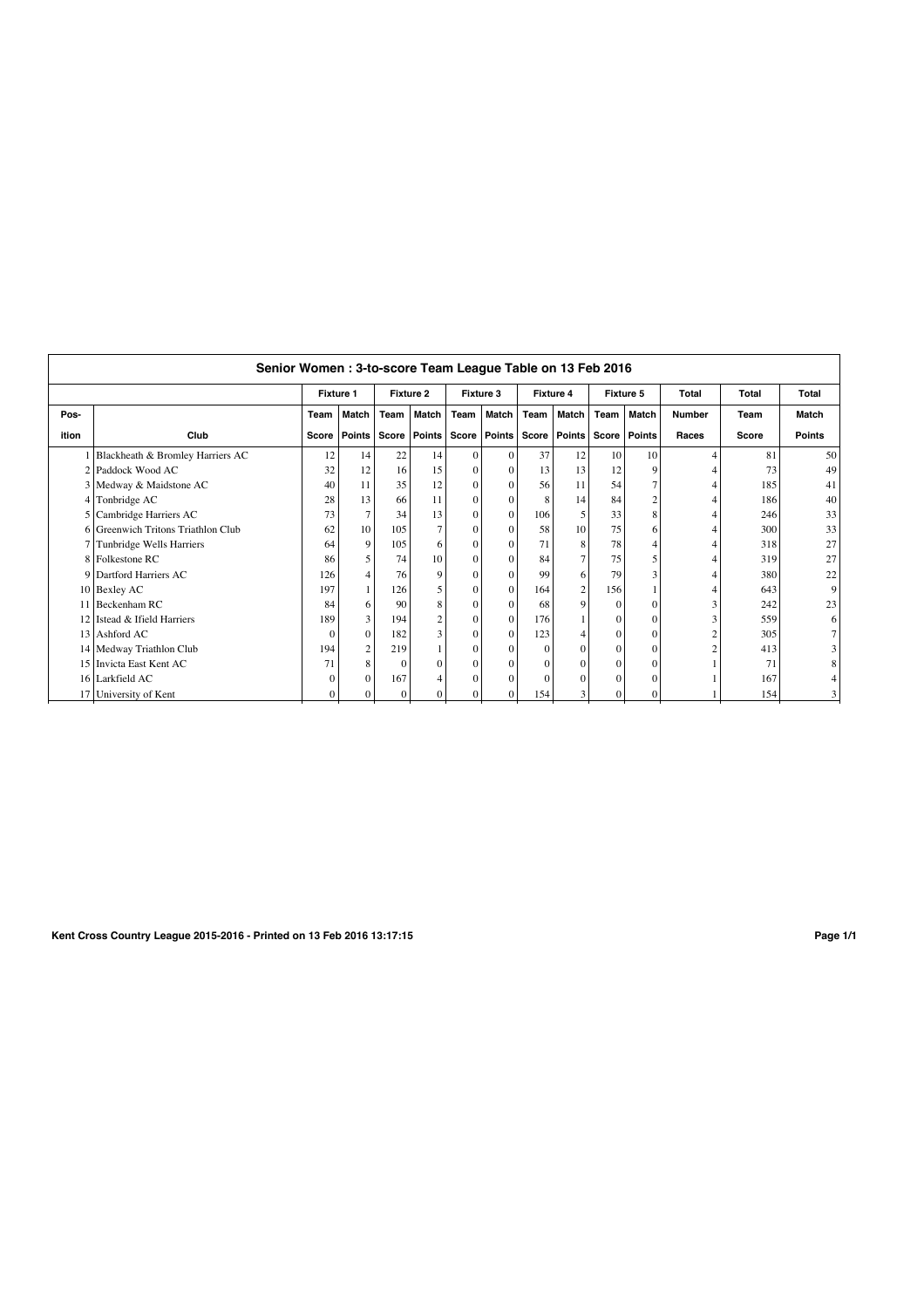## Senior Women : 3-to-score Team League Table on 13 Feb 2016

| | | Fixture 1 | | Fixture 2 | | Fixture 3 | | Fixture 4 | | Fixture 5 | | Total | Total | Total |
|---|---|---|---|---|---|---|---|---|---|---|---|---|---|---|
| Pos- | | Team | Match | Team | Match | Team | Match | Team | Match | Team | Match | Number | Team | Match |
| ition | Club | Score | Points | Score | Points | Score | Points | Score | Points | Score | Points | Races | Score | Points |
| 1 | Blackheath & Bromley Harriers AC | 12 | 14 | 22 | 14 | 0 | 0 | 37 | 12 | 10 | 10 | 4 | 81 | 50 |
| 2 | Paddock Wood AC | 32 | 12 | 16 | 15 | 0 | 0 | 13 | 13 | 12 | 9 | 4 | 73 | 49 |
| 3 | Medway & Maidstone AC | 40 | 11 | 35 | 12 | 0 | 0 | 56 | 11 | 54 | 7 | 4 | 185 | 41 |
| 4 | Tonbridge AC | 28 | 13 | 66 | 11 | 0 | 0 | 8 | 14 | 84 | 2 | 4 | 186 | 40 |
| 5 | Cambridge Harriers AC | 73 | 7 | 34 | 13 | 0 | 0 | 106 | 5 | 33 | 8 | 4 | 246 | 33 |
| 6 | Greenwich Tritons Triathlon Club | 62 | 10 | 105 | 7 | 0 | 0 | 58 | 10 | 75 | 6 | 4 | 300 | 33 |
| 7 | Tunbridge Wells Harriers | 64 | 9 | 105 | 6 | 0 | 0 | 71 | 8 | 78 | 4 | 4 | 318 | 27 |
| 8 | Folkestone RC | 86 | 5 | 74 | 10 | 0 | 0 | 84 | 7 | 75 | 5 | 4 | 319 | 27 |
| 9 | Dartford Harriers AC | 126 | 4 | 76 | 9 | 0 | 0 | 99 | 6 | 79 | 3 | 4 | 380 | 22 |
| 10 | Bexley AC | 197 | 1 | 126 | 5 | 0 | 0 | 164 | 2 | 156 | 1 | 4 | 643 | 9 |
| 11 | Beckenham RC | 84 | 6 | 90 | 8 | 0 | 0 | 68 | 9 | 0 | 0 | 3 | 242 | 23 |
| 12 | Istead & Ifield Harriers | 189 | 3 | 194 | 2 | 0 | 0 | 176 | 1 | 0 | 0 | 3 | 559 | 6 |
| 13 | Ashford AC | 0 | 0 | 182 | 3 | 0 | 0 | 123 | 4 | 0 | 0 | 2 | 305 | 7 |
| 14 | Medway Triathlon Club | 194 | 2 | 219 | 1 | 0 | 0 | 0 | 0 | 0 | 0 | 2 | 413 | 3 |
| 15 | Invicta East Kent AC | 71 | 8 | 0 | 0 | 0 | 0 | 0 | 0 | 0 | 0 | 1 | 71 | 8 |
| 16 | Larkfield AC | 0 | 0 | 167 | 4 | 0 | 0 | 0 | 0 | 0 | 0 | 1 | 167 | 4 |
| 17 | University of Kent | 0 | 0 | 0 | 0 | 0 | 0 | 154 | 3 | 0 | 0 | 1 | 154 | 3 |

**Kent Cross Country League 2015-2016 - Printed on 13 Feb 2016 13:17:15**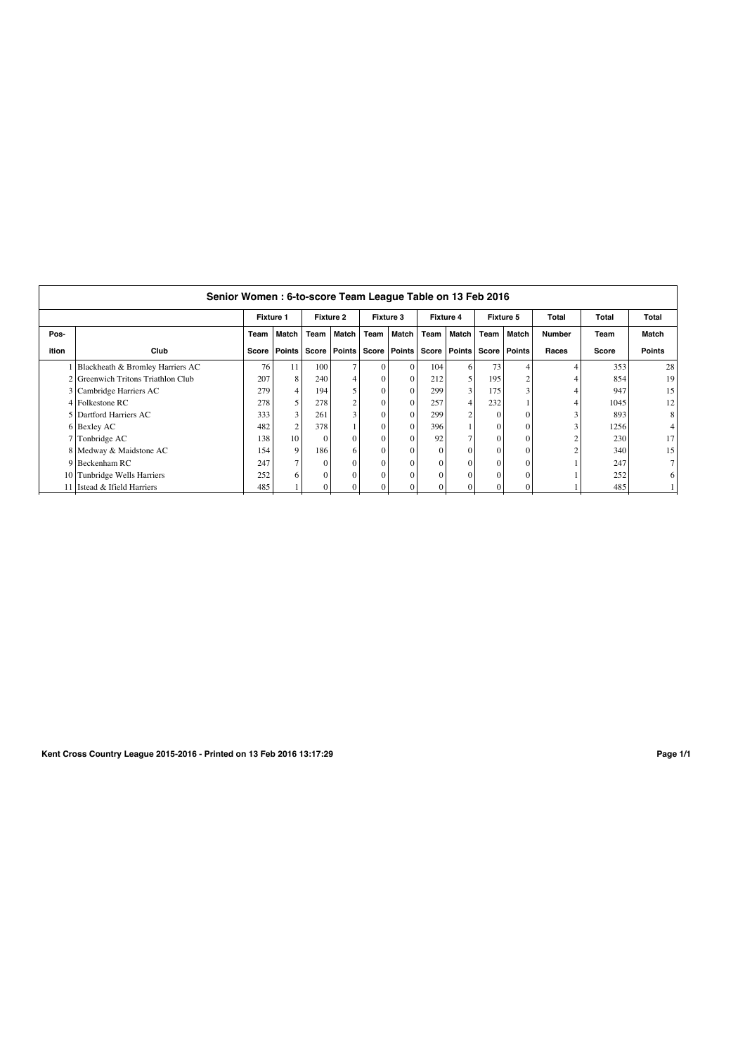## Senior Women : 6-to-score Team League Table on 13 Feb 2016

| | | Fixture 1 | | Fixture 2 | | Fixture 3 | | Fixture 4 | | Fixture 5 | | Total | Total | Total |
|---|---|---|---|---|---|---|---|---|---|---|---|---|---|---|
| Pos-ition | Club | Team Score | Match Points | Team Score | Match Points | Team Score | Match Points | Team Score | Match Points | Team Score | Match Points | Number Races | Team Score | Match Points |
| 1 | Blackheath & Bromley Harriers AC | 76 | 11 | 100 | 7 | 0 | 0 | 104 | 6 | 73 | 4 | 4 | 353 | 28 |
| 2 | Greenwich Tritons Triathlon Club | 207 | 8 | 240 | 4 | 0 | 0 | 212 | 5 | 195 | 2 | 4 | 854 | 19 |
| 3 | Cambridge Harriers AC | 279 | 4 | 194 | 5 | 0 | 0 | 299 | 3 | 175 | 3 | 4 | 947 | 15 |
| 4 | Folkestone RC | 278 | 5 | 278 | 2 | 0 | 0 | 257 | 4 | 232 | 1 | 4 | 1045 | 12 |
| 5 | Dartford Harriers AC | 333 | 3 | 261 | 3 | 0 | 0 | 299 | 2 | 0 | 0 | 3 | 893 | 8 |
| 6 | Bexley AC | 482 | 2 | 378 | 1 | 0 | 0 | 396 | 1 | 0 | 0 | 3 | 1256 | 4 |
| 7 | Tonbridge AC | 138 | 10 | 0 | 0 | 0 | 0 | 92 | 7 | 0 | 0 | 2 | 230 | 17 |
| 8 | Medway & Maidstone AC | 154 | 9 | 186 | 6 | 0 | 0 | 0 | 0 | 0 | 0 | 2 | 340 | 15 |
| 9 | Beckenham RC | 247 | 7 | 0 | 0 | 0 | 0 | 0 | 0 | 0 | 0 | 1 | 247 | 7 |
| 10 | Tunbridge Wells Harriers | 252 | 6 | 0 | 0 | 0 | 0 | 0 | 0 | 0 | 0 | 1 | 252 | 6 |
| 11 | Istead & Ifield Harriers | 485 | 1 | 0 | 0 | 0 | 0 | 0 | 0 | 0 | 0 | 1 | 485 | 1 |

**Kent Cross Country League 2015-2016 - Printed on 13 Feb 2016 13:17:29**